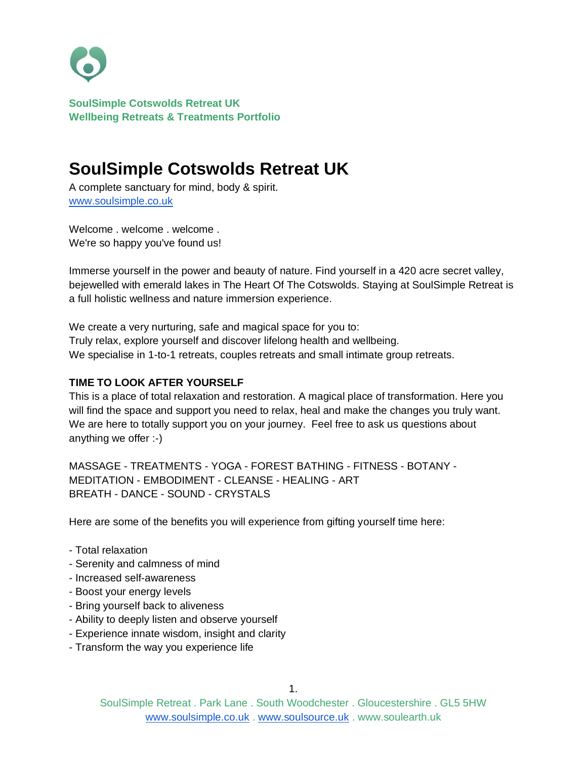**SoulSimple Cotswolds Retreat UK**
**Wellbeing Retreats & Treatments Portfolio**

# SoulSimple Cotswolds Retreat UK

A complete sanctuary for mind, body & spirit.
www.soulsimple.co.uk

Welcome . welcome . welcome .
We're so happy you've found us!

Immerse yourself in the power and beauty of nature. Find yourself in a 420 acre secret valley, bejewelled with emerald lakes in The Heart Of The Cotswolds. Staying at SoulSimple Retreat is a full holistic wellness and nature immersion experience.

We create a very nurturing, safe and magical space for you to:
Truly relax, explore yourself and discover lifelong health and wellbeing.
We specialise in 1-to-1 retreats, couples retreats and small intimate group retreats.

**TIME TO LOOK AFTER YOURSELF**

This is a place of total relaxation and restoration. A magical place of transformation. Here you will find the space and support you need to relax, heal and make the changes you truly want. We are here to totally support you on your journey. Feel free to ask us questions about anything we offer :-)

MASSAGE - TREATMENTS - YOGA - FOREST BATHING - FITNESS - BOTANY - MEDITATION - EMBODIMENT - CLEANSE - HEALING - ART
BREATH - DANCE - SOUND - CRYSTALS

Here are some of the benefits you will experience from gifting yourself time here:

- Total relaxation
- Serenity and calmness of mind
- Increased self-awareness
- Boost your energy levels
- Bring yourself back to aliveness
- Ability to deeply listen and observe yourself
- Experience innate wisdom, insight and clarity
- Transform the way you experience life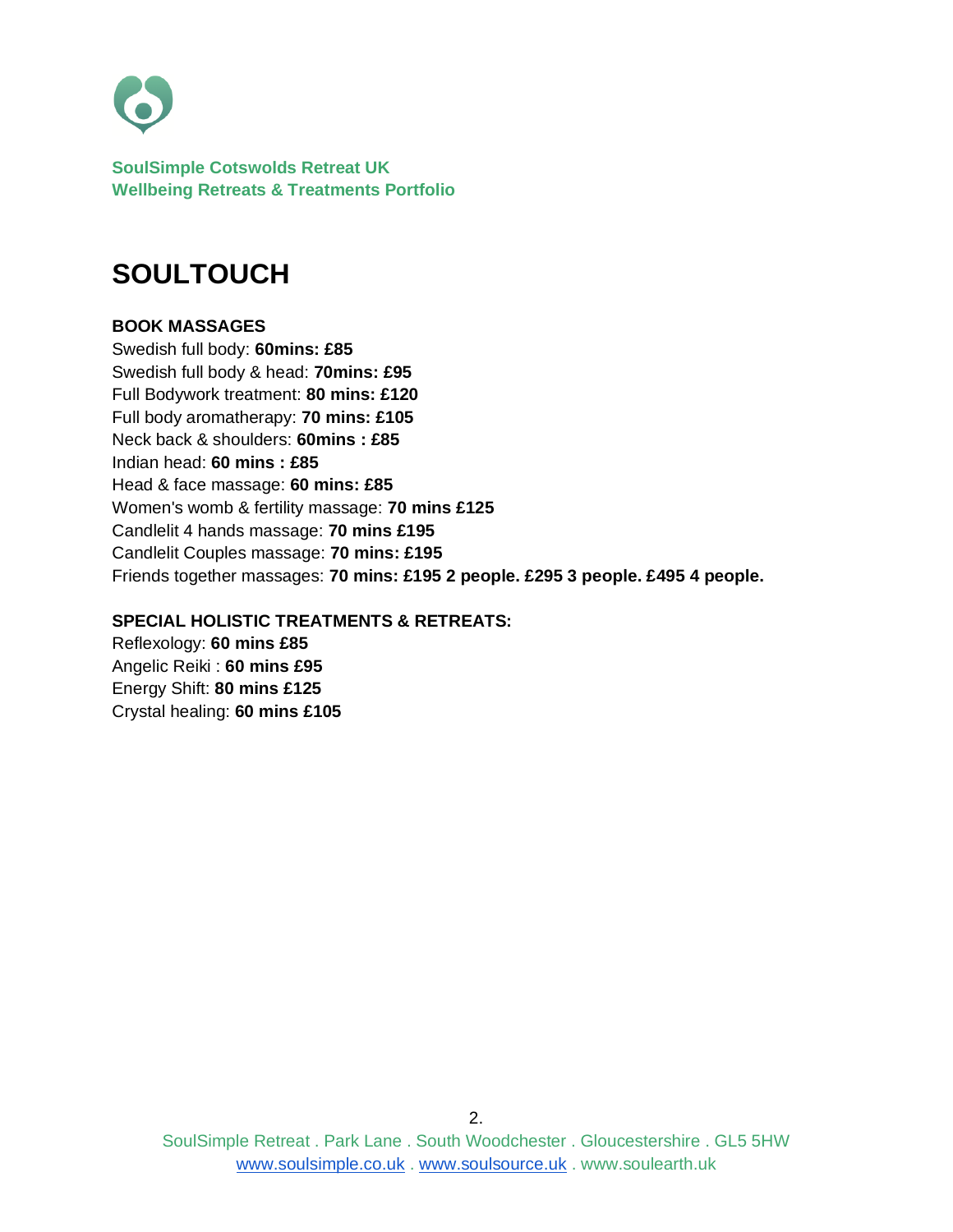**SoulSimple Cotswolds Retreat UK**
**Wellbeing Retreats & Treatments Portfolio**

# SOULTOUCH

**BOOK MASSAGES**

Swedish full body: **60mins: £85**
Swedish full body & head: **70mins: £95**
Full Bodywork treatment: **80 mins: £120**
Full body aromatherapy: **70 mins: £105**
Neck back & shoulders: **60mins : £85**
Indian head: **60 mins : £85**
Head & face massage: **60 mins: £85**
Women's womb & fertility massage: **70 mins £125**
Candlelit 4 hands massage: **70 mins £195**
Candlelit Couples massage: **70 mins: £195**
Friends together massages: **70 mins: £195 2 people. £295 3 people. £495 4 people.**

**SPECIAL HOLISTIC TREATMENTS & RETREATS:**

Reflexology: **60 mins £85**
Angelic Reiki : **60 mins £95**
Energy Shift: **80 mins £125**
Crystal healing: **60 mins £105**

SoulSimple Retreat . Park Lane . South Woodchester . Gloucestershire . GL5 5HW
www.soulsimple.co.uk . www.soulsource.uk . www.soulearth.uk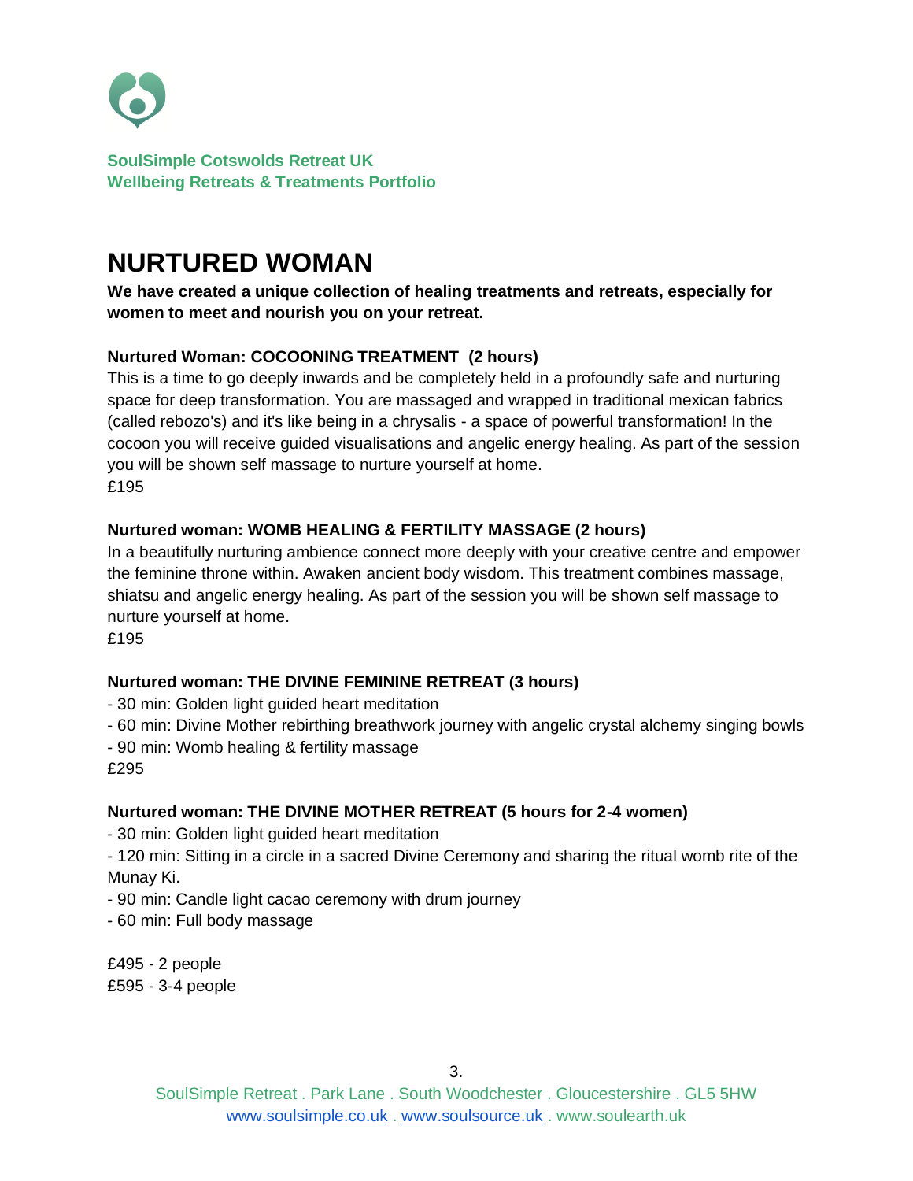**SoulSimple Cotswolds Retreat UK**
**Wellbeing Retreats & Treatments Portfolio**

# NURTURED WOMAN

**We have created a unique collection of healing treatments and retreats, especially for women to meet and nourish you on your retreat.**

### Nurtured Woman: COCOONING TREATMENT (2 hours)

This is a time to go deeply inwards and be completely held in a profoundly safe and nurturing space for deep transformation. You are massaged and wrapped in traditional mexican fabrics (called rebozo's) and it's like being in a chrysalis - a space of powerful transformation! In the cocoon you will receive guided visualisations and angelic energy healing. As part of the session you will be shown self massage to nurture yourself at home.

£195

### Nurtured woman: WOMB HEALING & FERTILITY MASSAGE (2 hours)

In a beautifully nurturing ambience connect more deeply with your creative centre and empower the feminine throne within. Awaken ancient body wisdom. This treatment combines massage, shiatsu and angelic energy healing. As part of the session you will be shown self massage to nurture yourself at home.

£195

### Nurtured woman: THE DIVINE FEMININE RETREAT (3 hours)

- 30 min: Golden light guided heart meditation
- 60 min: Divine Mother rebirthing breathwork journey with angelic crystal alchemy singing bowls
- 90 min: Womb healing & fertility massage

£295

### Nurtured woman: THE DIVINE MOTHER RETREAT (5 hours for 2-4 women)

- 30 min: Golden light guided heart meditation
- 120 min: Sitting in a circle in a sacred Divine Ceremony and sharing the ritual womb rite of the Munay Ki.
- 90 min: Candle light cacao ceremony with drum journey
- 60 min: Full body massage

£495 - 2 people
£595 - 3-4 people

SoulSimple Retreat . Park Lane . South Woodchester . Gloucestershire . GL5 5HW
www.soulsimple.co.uk . www.soulsource.uk . www.soulearth.uk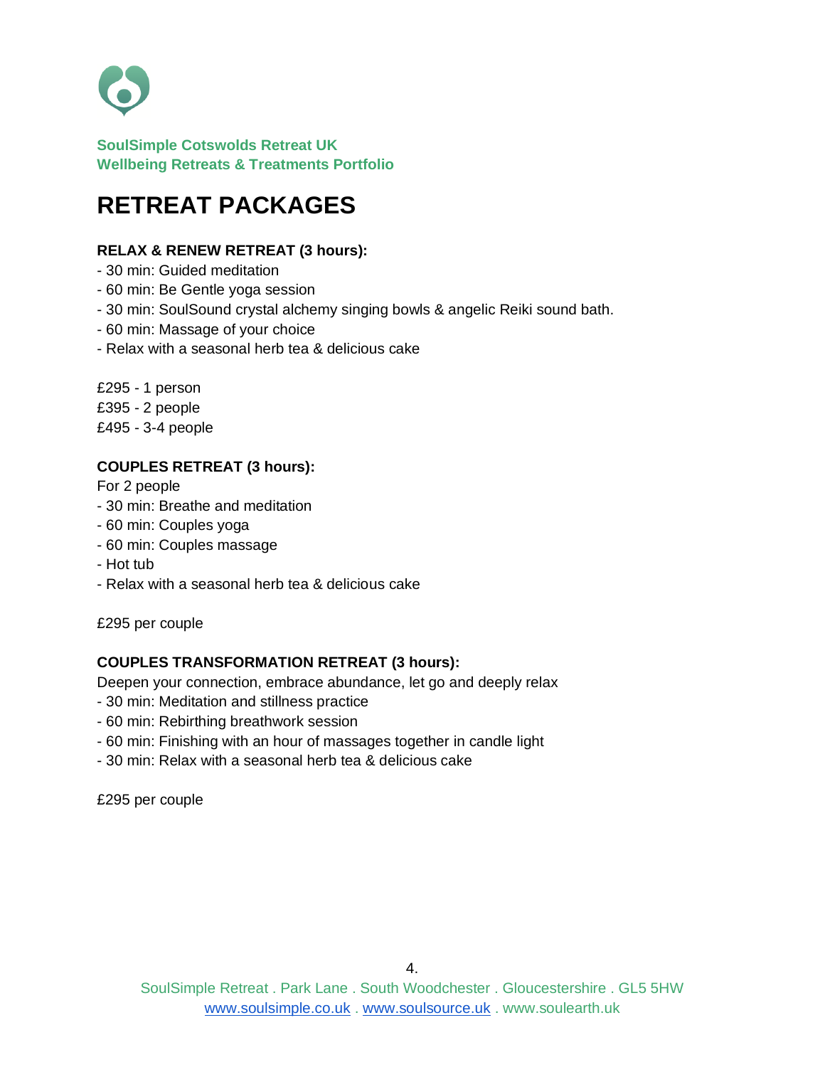**SoulSimple Cotswolds Retreat UK**
**Wellbeing Retreats & Treatments Portfolio**

# RETREAT PACKAGES

**RELAX & RENEW RETREAT (3 hours):**

- 30 min: Guided meditation
- 60 min: Be Gentle yoga session
- 30 min: SoulSound crystal alchemy singing bowls & angelic Reiki sound bath.
- 60 min: Massage of your choice
- Relax with a seasonal herb tea & delicious cake

£295 - 1 person
£395 - 2 people
£495 - 3-4 people

**COUPLES RETREAT (3 hours):**

For 2 people

- 30 min: Breathe and meditation
- 60 min: Couples yoga
- 60 min: Couples massage
- Hot tub
- Relax with a seasonal herb tea & delicious cake

£295 per couple

**COUPLES TRANSFORMATION RETREAT (3 hours):**

Deepen your connection, embrace abundance, let go and deeply relax

- 30 min: Meditation and stillness practice
- 60 min: Rebirthing breathwork session
- 60 min: Finishing with an hour of massages together in candle light
- 30 min: Relax with a seasonal herb tea & delicious cake

£295 per couple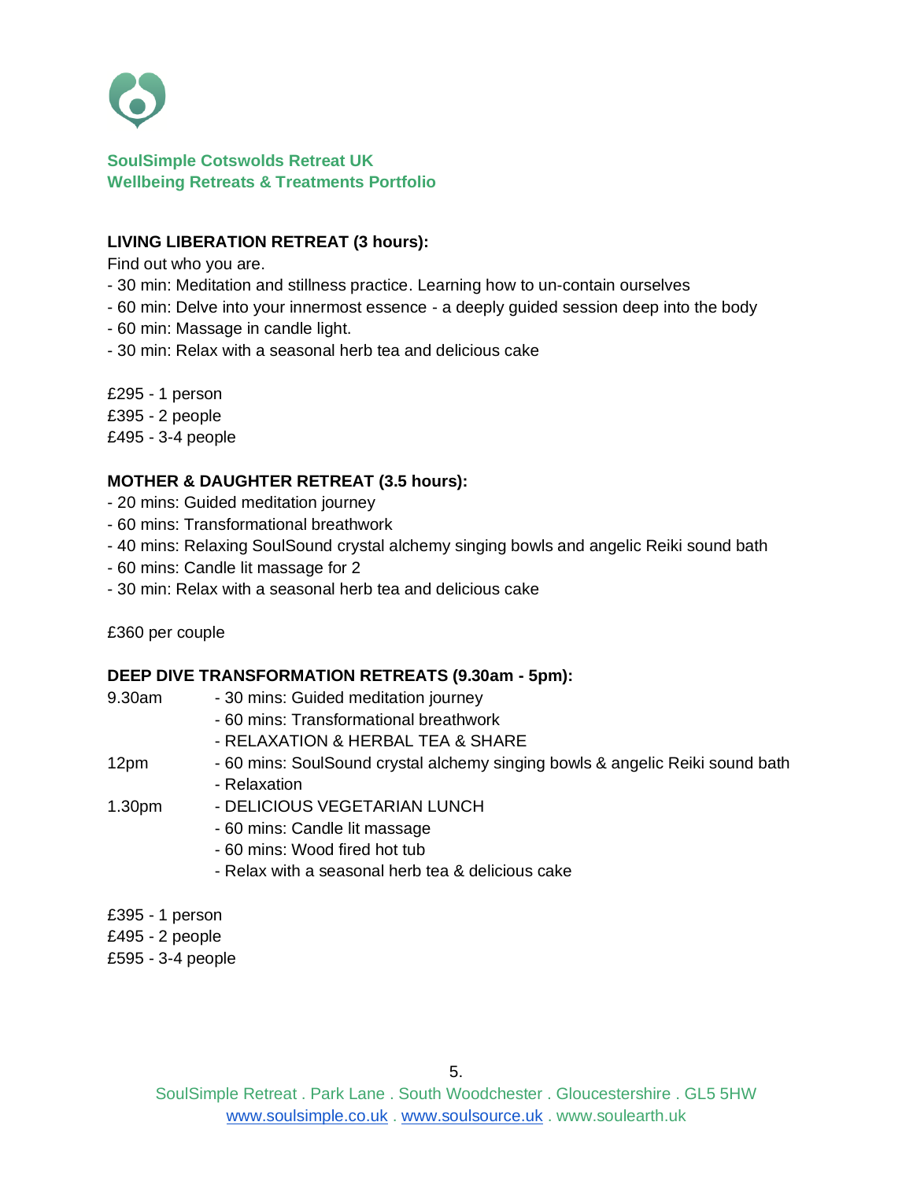**SoulSimple Cotswolds Retreat UK**
**Wellbeing Retreats & Treatments Portfolio**

## LIVING LIBERATION RETREAT (3 hours):

Find out who you are.

- 30 min: Meditation and stillness practice. Learning how to un-contain ourselves
- 60 min: Delve into your innermost essence - a deeply guided session deep into the body
- 60 min: Massage in candle light.
- 30 min: Relax with a seasonal herb tea and delicious cake

£295 - 1 person
£395 - 2 people
£495 - 3-4 people

## MOTHER & DAUGHTER RETREAT (3.5 hours):

- 20 mins: Guided meditation journey
- 60 mins: Transformational breathwork
- 40 mins: Relaxing SoulSound crystal alchemy singing bowls and angelic Reiki sound bath
- 60 mins: Candle lit massage for 2
- 30 min: Relax with a seasonal herb tea and delicious cake

£360 per couple

## DEEP DIVE TRANSFORMATION RETREATS (9.30am - 5pm):

9.30am
- 30 mins: Guided meditation journey
- 60 mins: Transformational breathwork
- RELAXATION & HERBAL TEA & SHARE

12pm
- 60 mins: SoulSound crystal alchemy singing bowls & angelic Reiki sound bath
- Relaxation

1.30pm
- DELICIOUS VEGETARIAN LUNCH
- 60 mins: Candle lit massage
- 60 mins: Wood fired hot tub
- Relax with a seasonal herb tea & delicious cake

£395 - 1 person
£495 - 2 people
£595 - 3-4 people

SoulSimple Retreat . Park Lane . South Woodchester . Gloucestershire . GL5 5HW
www.soulsimple.co.uk . www.soulsource.uk . www.soulearth.uk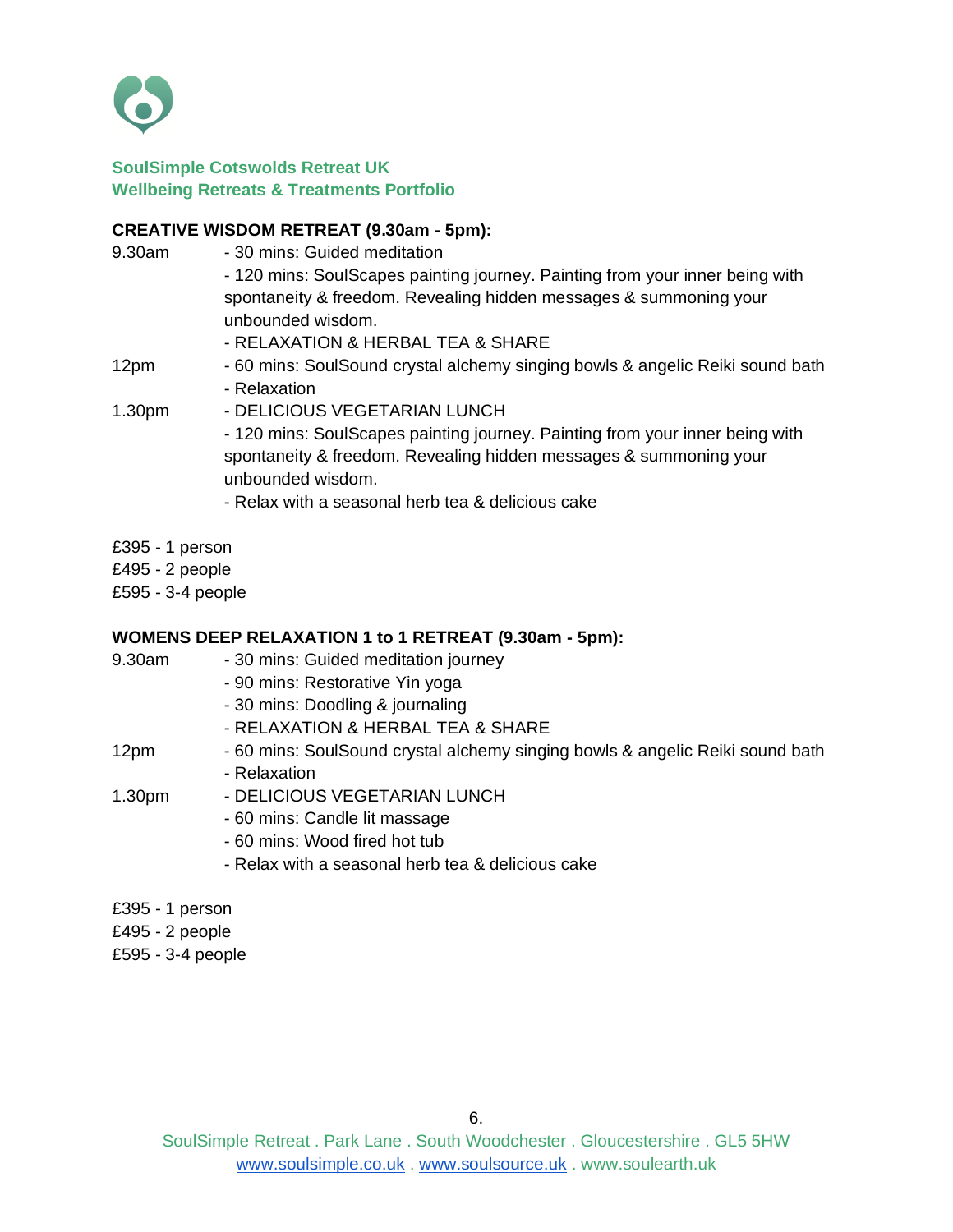**SoulSimple Cotswolds Retreat UK**
**Wellbeing Retreats & Treatments Portfolio**

**CREATIVE WISDOM RETREAT (9.30am - 5pm):**

9.30am
- 30 mins: Guided meditation
- 120 mins: SoulScapes painting journey. Painting from your inner being with spontaneity & freedom. Revealing hidden messages & summoning your unbounded wisdom.
- RELAXATION & HERBAL TEA & SHARE

12pm
- 60 mins: SoulSound crystal alchemy singing bowls & angelic Reiki sound bath
- Relaxation

1.30pm
- DELICIOUS VEGETARIAN LUNCH
- 120 mins: SoulScapes painting journey. Painting from your inner being with spontaneity & freedom. Revealing hidden messages & summoning your unbounded wisdom.
- Relax with a seasonal herb tea & delicious cake

£395 - 1 person
£495 - 2 people
£595 - 3-4 people

**WOMENS DEEP RELAXATION 1 to 1 RETREAT (9.30am - 5pm):**

9.30am
- 30 mins: Guided meditation journey
- 90 mins: Restorative Yin yoga
- 30 mins: Doodling & journaling
- RELAXATION & HERBAL TEA & SHARE

12pm
- 60 mins: SoulSound crystal alchemy singing bowls & angelic Reiki sound bath
- Relaxation

1.30pm
- DELICIOUS VEGETARIAN LUNCH
- 60 mins: Candle lit massage
- 60 mins: Wood fired hot tub
- Relax with a seasonal herb tea & delicious cake

£395 - 1 person
£495 - 2 people
£595 - 3-4 people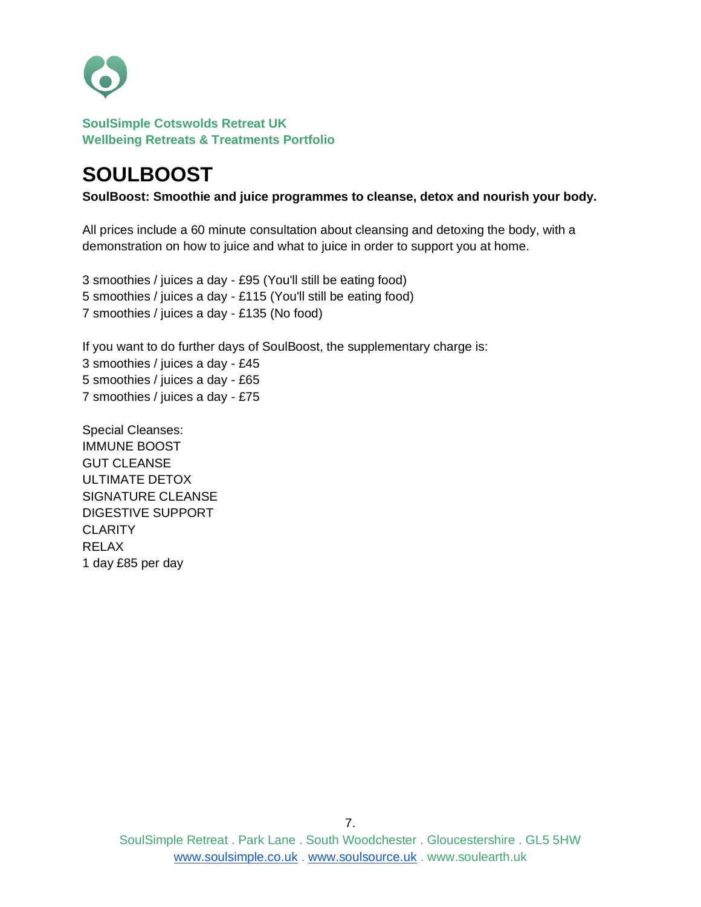**SoulSimple Cotswolds Retreat UK**
**Wellbeing Retreats & Treatments Portfolio**

# SOULBOOST

**SoulBoost: Smoothie and juice programmes to cleanse, detox and nourish your body.**

All prices include a 60 minute consultation about cleansing and detoxing the body, with a demonstration on how to juice and what to juice in order to support you at home.

3 smoothies / juices a day - £95 (You'll still be eating food)
5 smoothies / juices a day - £115 (You'll still be eating food)
7 smoothies / juices a day - £135 (No food)

If you want to do further days of SoulBoost, the supplementary charge is:
3 smoothies / juices a day - £45
5 smoothies / juices a day - £65
7 smoothies / juices a day - £75

Special Cleanses:
IMMUNE BOOST
GUT CLEANSE
ULTIMATE DETOX
SIGNATURE CLEANSE
DIGESTIVE SUPPORT
CLARITY
RELAX
1 day £85 per day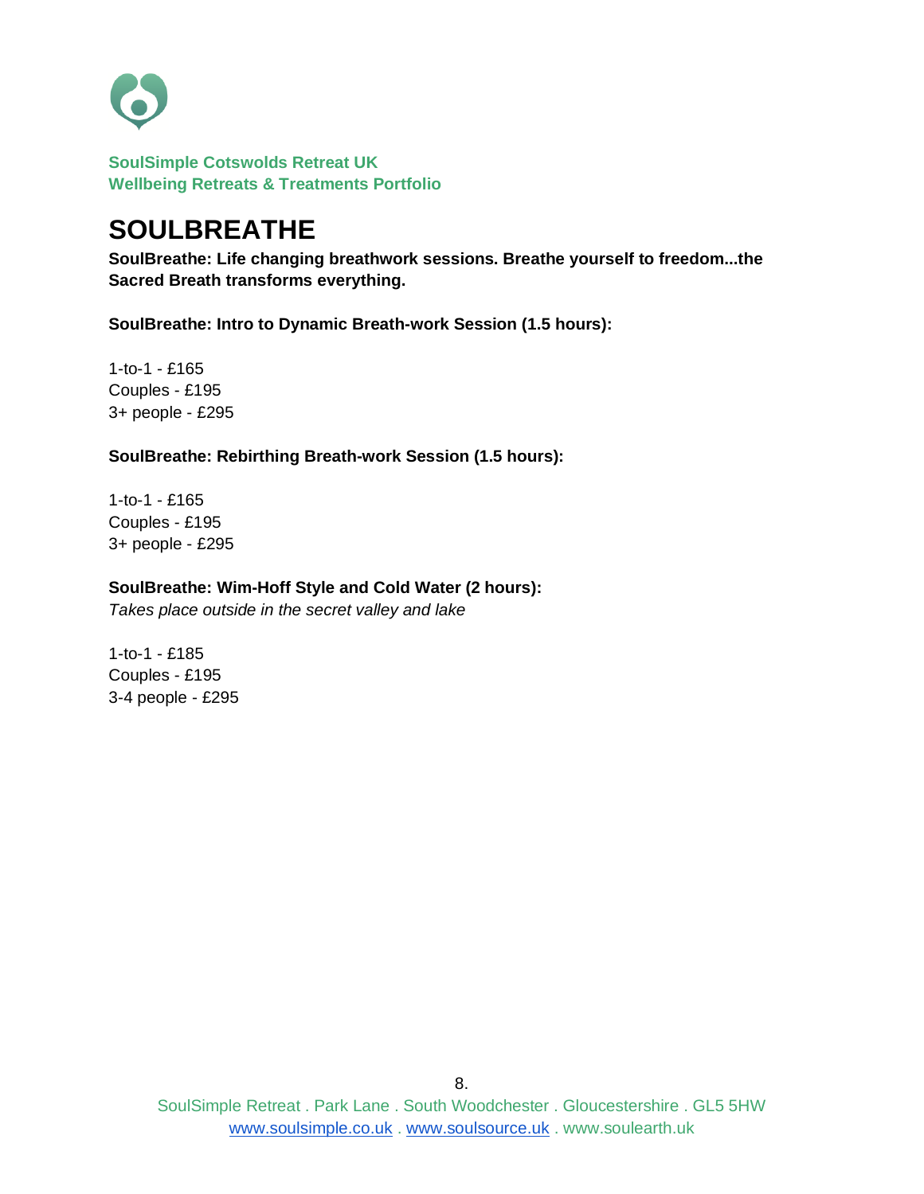**SoulSimple Cotswolds Retreat UK**
**Wellbeing Retreats & Treatments Portfolio**

# SOULBREATHE

**SoulBreathe: Life changing breathwork sessions. Breathe yourself to freedom...the Sacred Breath transforms everything.**

**SoulBreathe: Intro to Dynamic Breath-work Session (1.5 hours):**

1-to-1 - £165
Couples - £195
3+ people - £295

**SoulBreathe: Rebirthing Breath-work Session (1.5 hours):**

1-to-1 - £165
Couples - £195
3+ people - £295

**SoulBreathe: Wim-Hoff Style and Cold Water (2 hours):**
*Takes place outside in the secret valley and lake*

1-to-1 - £185
Couples - £195
3-4 people - £295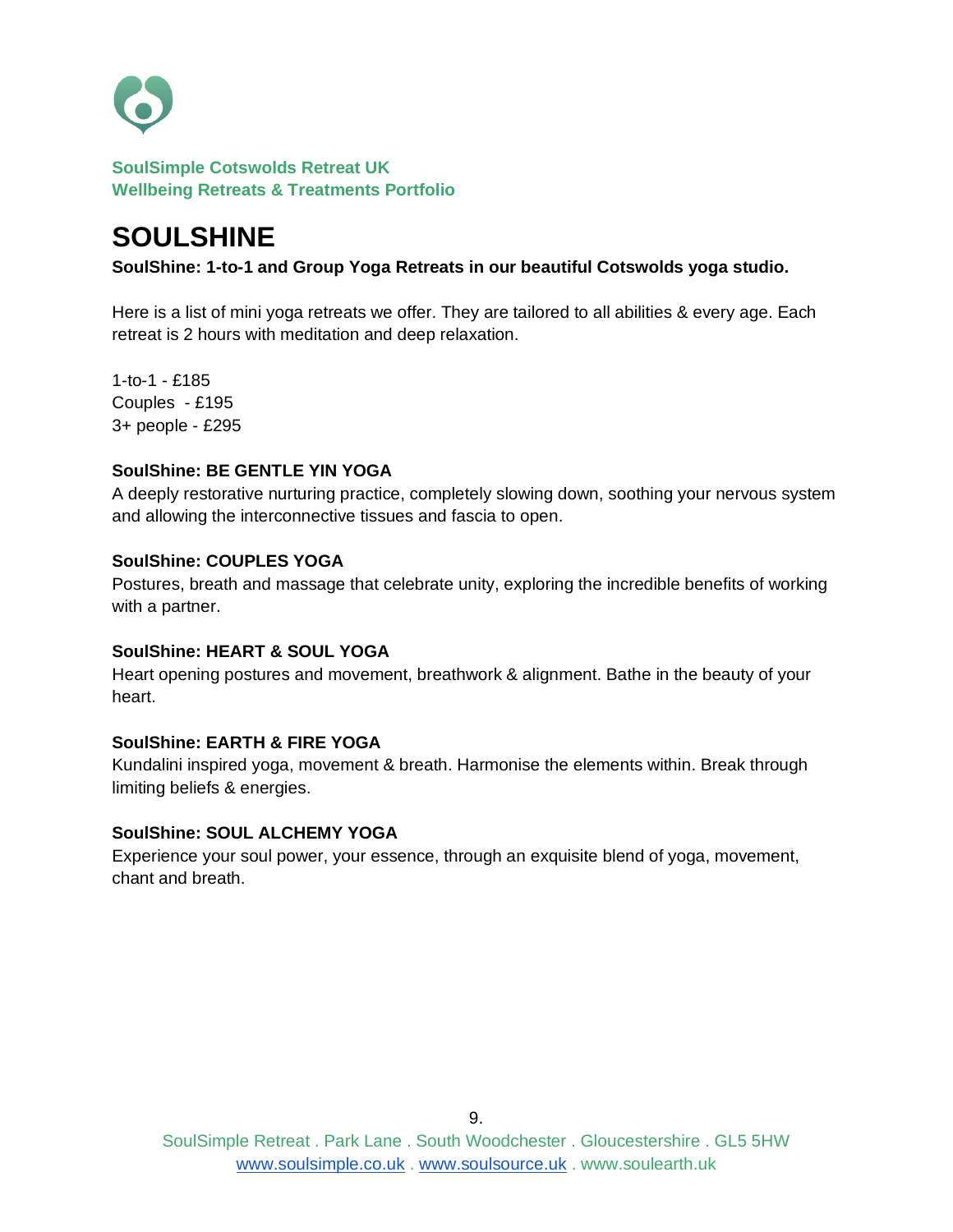**SoulSimple Cotswolds Retreat UK**
**Wellbeing Retreats & Treatments Portfolio**

# SOULSHINE

**SoulShine: 1-to-1 and Group Yoga Retreats in our beautiful Cotswolds yoga studio.**

Here is a list of mini yoga retreats we offer. They are tailored to all abilities & every age. Each retreat is 2 hours with meditation and deep relaxation.

1-to-1 - £185
Couples - £195
3+ people - £295

**SoulShine: BE GENTLE YIN YOGA**
A deeply restorative nurturing practice, completely slowing down, soothing your nervous system and allowing the interconnective tissues and fascia to open.

**SoulShine: COUPLES YOGA**
Postures, breath and massage that celebrate unity, exploring the incredible benefits of working with a partner.

**SoulShine: HEART & SOUL YOGA**
Heart opening postures and movement, breathwork & alignment. Bathe in the beauty of your heart.

**SoulShine: EARTH & FIRE YOGA**
Kundalini inspired yoga, movement & breath. Harmonise the elements within. Break through limiting beliefs & energies.

**SoulShine: SOUL ALCHEMY YOGA**
Experience your soul power, your essence, through an exquisite blend of yoga, movement, chant and breath.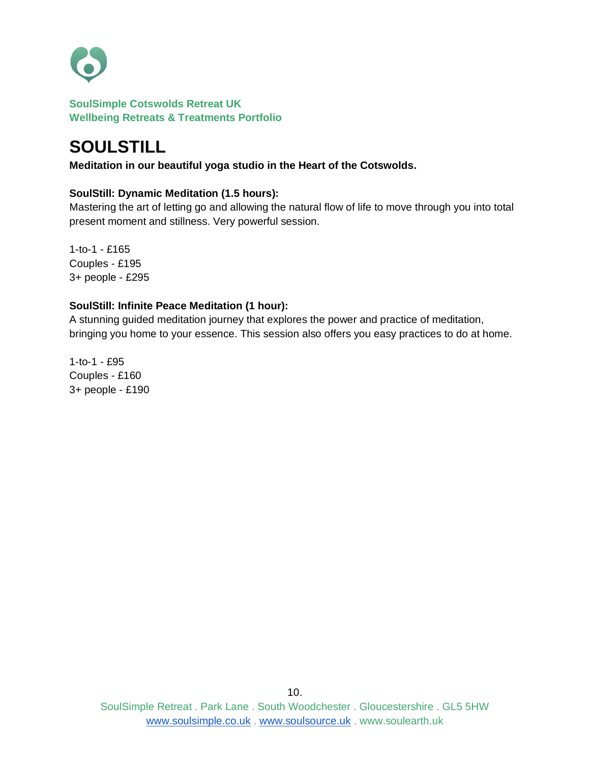**SoulSimple Cotswolds Retreat UK**
**Wellbeing Retreats & Treatments Portfolio**

# SOULSTILL

**Meditation in our beautiful yoga studio in the Heart of the Cotswolds.**

**SoulStill: Dynamic Meditation (1.5 hours):**
Mastering the art of letting go and allowing the natural flow of life to move through you into total present moment and stillness. Very powerful session.

1-to-1 - £165
Couples - £195
3+ people - £295

**SoulStill: Infinite Peace Meditation (1 hour):**
A stunning guided meditation journey that explores the power and practice of meditation, bringing you home to your essence. This session also offers you easy practices to do at home.

1-to-1 - £95
Couples - £160
3+ people - £190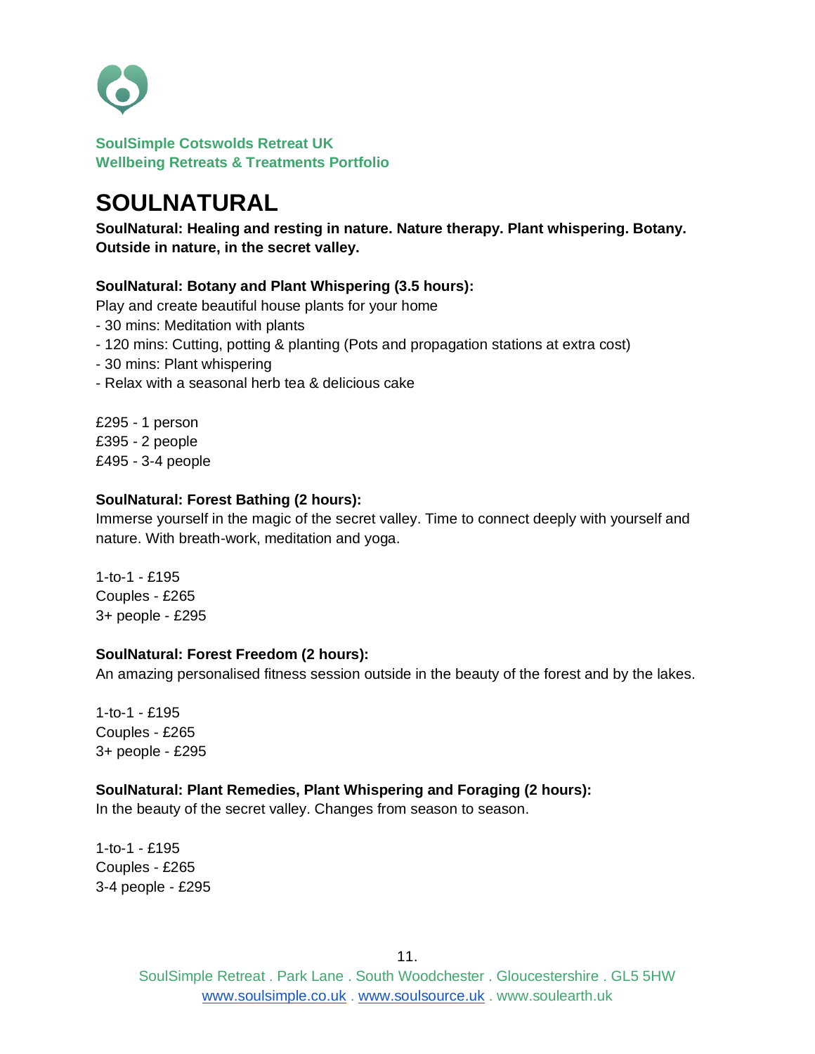**SoulSimple Cotswolds Retreat UK**
**Wellbeing Retreats & Treatments Portfolio**

# SOULNATURAL

**SoulNatural: Healing and resting in nature. Nature therapy. Plant whispering. Botany. Outside in nature, in the secret valley.**

**SoulNatural: Botany and Plant Whispering (3.5 hours):**

Play and create beautiful house plants for your home

- 30 mins: Meditation with plants
- 120 mins: Cutting, potting & planting (Pots and propagation stations at extra cost)
- 30 mins: Plant whispering
- Relax with a seasonal herb tea & delicious cake

£295 - 1 person
£395 - 2 people
£495 - 3-4 people

**SoulNatural: Forest Bathing (2 hours):**

Immerse yourself in the magic of the secret valley. Time to connect deeply with yourself and nature. With breath-work, meditation and yoga.

1-to-1 - £195
Couples - £265
3+ people - £295

**SoulNatural: Forest Freedom (2 hours):**

An amazing personalised fitness session outside in the beauty of the forest and by the lakes.

1-to-1 - £195
Couples - £265
3+ people - £295

**SoulNatural: Plant Remedies, Plant Whispering and Foraging (2 hours):**

In the beauty of the secret valley. Changes from season to season.

1-to-1 - £195
Couples - £265
3-4 people - £295

SoulSimple Retreat . Park Lane . South Woodchester . Gloucestershire . GL5 5HW
www.soulsimple.co.uk . www.soulsource.uk . www.soulearth.uk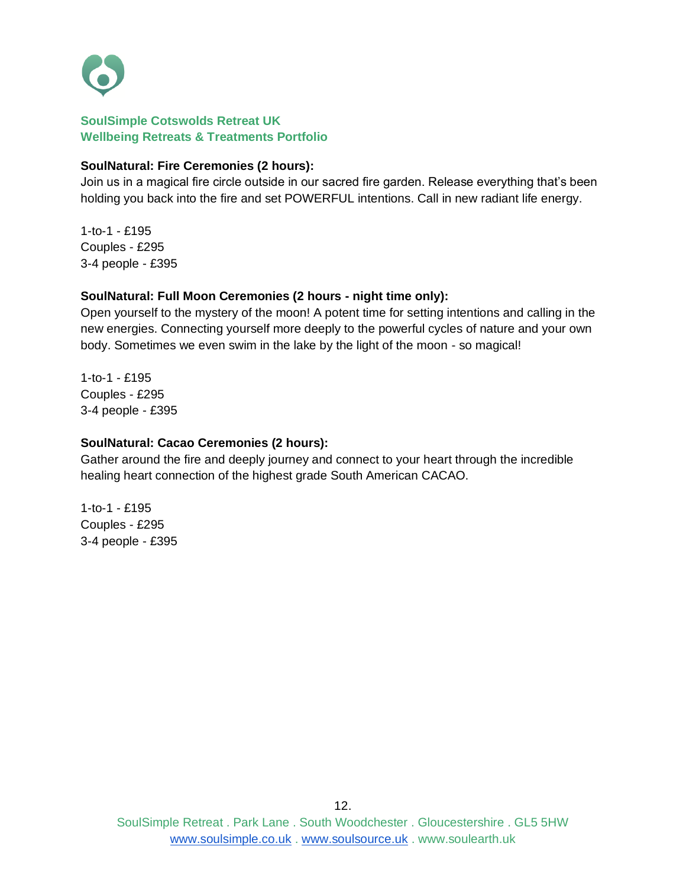**SoulSimple Cotswolds Retreat UK**
**Wellbeing Retreats & Treatments Portfolio**

**SoulNatural: Fire Ceremonies (2 hours):**
Join us in a magical fire circle outside in our sacred fire garden. Release everything that's been holding you back into the fire and set POWERFUL intentions. Call in new radiant life energy.

1-to-1 - £195
Couples - £295
3-4 people - £395

**SoulNatural: Full Moon Ceremonies (2 hours - night time only):**
Open yourself to the mystery of the moon! A potent time for setting intentions and calling in the new energies. Connecting yourself more deeply to the powerful cycles of nature and your own body. Sometimes we even swim in the lake by the light of the moon - so magical!

1-to-1 - £195
Couples - £295
3-4 people - £395

**SoulNatural: Cacao Ceremonies (2 hours):**
Gather around the fire and deeply journey and connect to your heart through the incredible healing heart connection of the highest grade South American CACAO.

1-to-1 - £195
Couples - £295
3-4 people - £395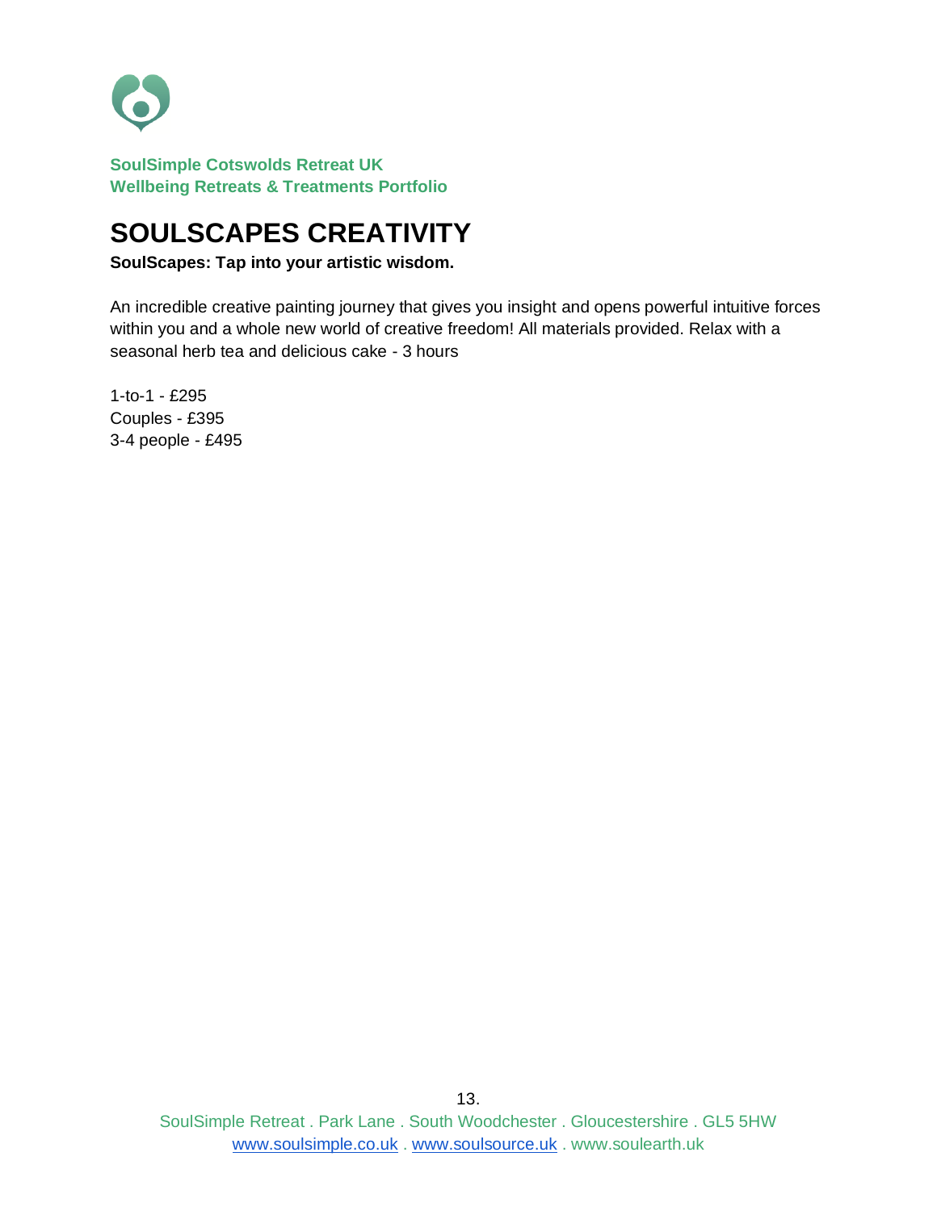**SoulSimple Cotswolds Retreat UK**
**Wellbeing Retreats & Treatments Portfolio**

# SOULSCAPES CREATIVITY

**SoulScapes: Tap into your artistic wisdom.**

An incredible creative painting journey that gives you insight and opens powerful intuitive forces within you and a whole new world of creative freedom! All materials provided. Relax with a seasonal herb tea and delicious cake - 3 hours

1-to-1 - £295
Couples - £395
3-4 people - £495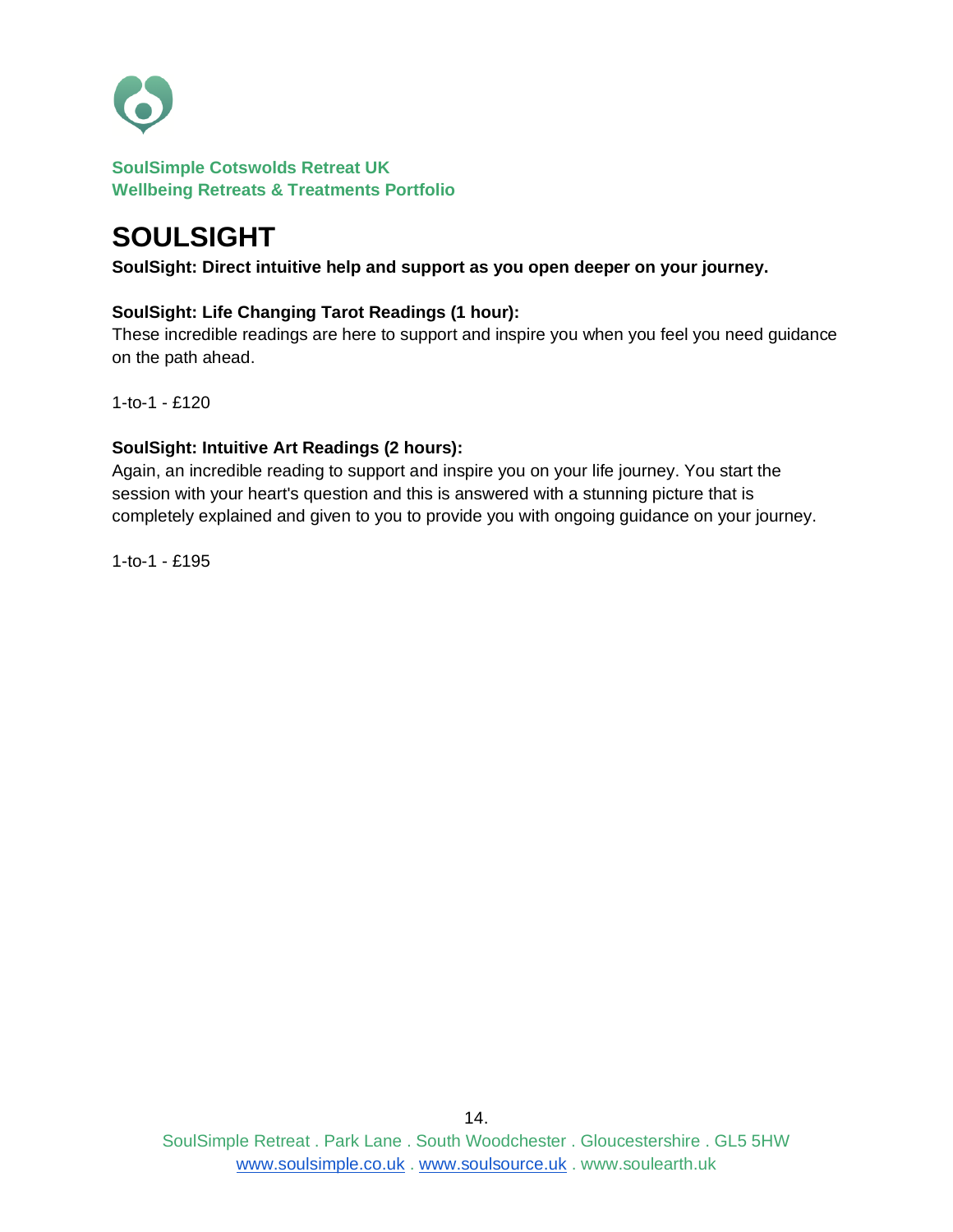# SOULSIGHT

**SoulSight: Direct intuitive help and support as you open deeper on your journey.**

**SoulSight: Life Changing Tarot Readings (1 hour):**
These incredible readings are here to support and inspire you when you feel you need guidance on the path ahead.

1-to-1 - £120

**SoulSight: Intuitive Art Readings (2 hours):**
Again, an incredible reading to support and inspire you on your life journey. You start the session with your heart's question and this is answered with a stunning picture that is completely explained and given to you to provide you with ongoing guidance on your journey.

1-to-1 - £195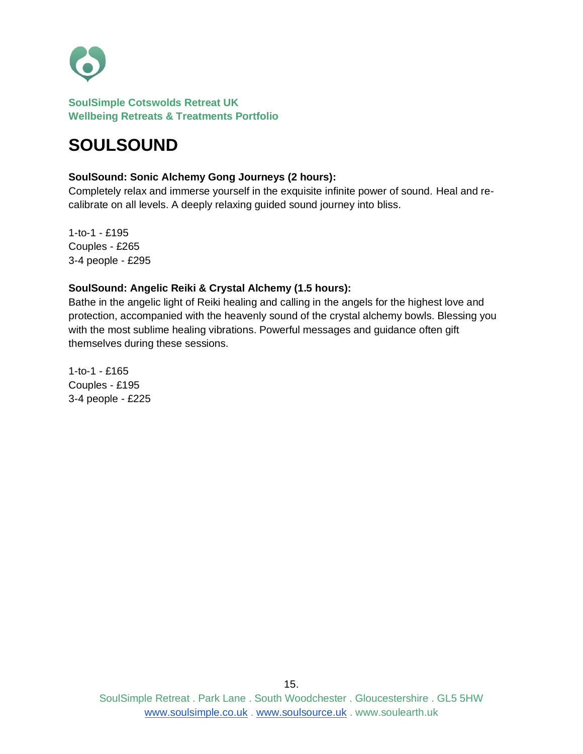SoulSimple Cotswolds Retreat UK
Wellbeing Retreats & Treatments Portfolio

# SOULSOUND

**SoulSound: Sonic Alchemy Gong Journeys (2 hours):**
Completely relax and immerse yourself in the exquisite infinite power of sound. Heal and re-calibrate on all levels. A deeply relaxing guided sound journey into bliss.

1-to-1 - £195
Couples - £265
3-4 people - £295

**SoulSound: Angelic Reiki & Crystal Alchemy (1.5 hours):**
Bathe in the angelic light of Reiki healing and calling in the angels for the highest love and protection, accompanied with the heavenly sound of the crystal alchemy bowls. Blessing you with the most sublime healing vibrations. Powerful messages and guidance often gift themselves during these sessions.

1-to-1 - £165
Couples - £195
3-4 people - £225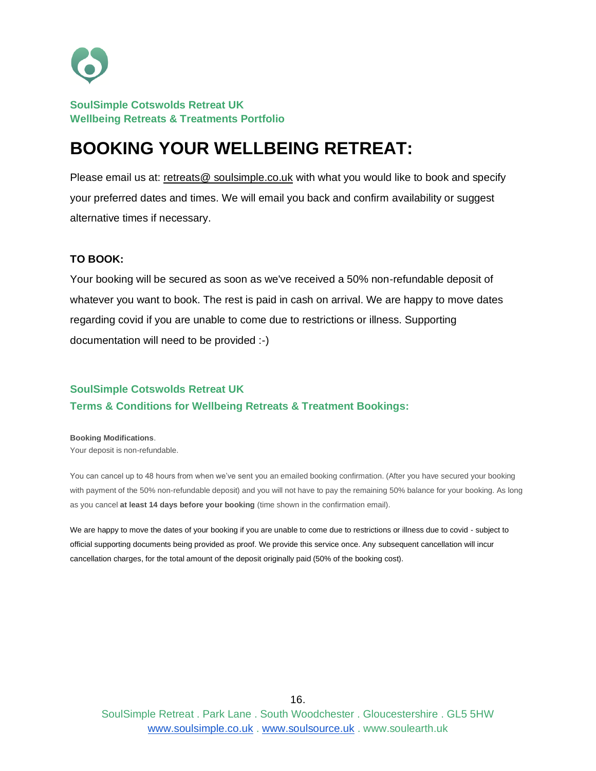**SoulSimple Cotswolds Retreat UK**
**Wellbeing Retreats & Treatments Portfolio**

# BOOKING YOUR WELLBEING RETREAT:

Please email us at: retreats@ soulsimple.co.uk with what you would like to book and specify your preferred dates and times. We will email you back and confirm availability or suggest alternative times if necessary.

**TO BOOK:**

Your booking will be secured as soon as we've received a 50% non-refundable deposit of whatever you want to book. The rest is paid in cash on arrival. We are happy to move dates regarding covid if you are unable to come due to restrictions or illness. Supporting documentation will need to be provided :-)

## SoulSimple Cotswolds Retreat UK
## Terms & Conditions for Wellbeing Retreats & Treatment Bookings:

**Booking Modifications**.
Your deposit is non-refundable.

You can cancel up to 48 hours from when we've sent you an emailed booking confirmation. (After you have secured your booking with payment of the 50% non-refundable deposit) and you will not have to pay the remaining 50% balance for your booking. As long as you cancel **at least 14 days before your booking** (time shown in the confirmation email).

We are happy to move the dates of your booking if you are unable to come due to restrictions or illness due to covid - subject to official supporting documents being provided as proof. We provide this service once. Any subsequent cancellation will incur cancellation charges, for the total amount of the deposit originally paid (50% of the booking cost).

SoulSimple Retreat . Park Lane . South Woodchester . Gloucestershire . GL5 5HW
www.soulsimple.co.uk . www.soulsource.uk . www.soulearth.uk